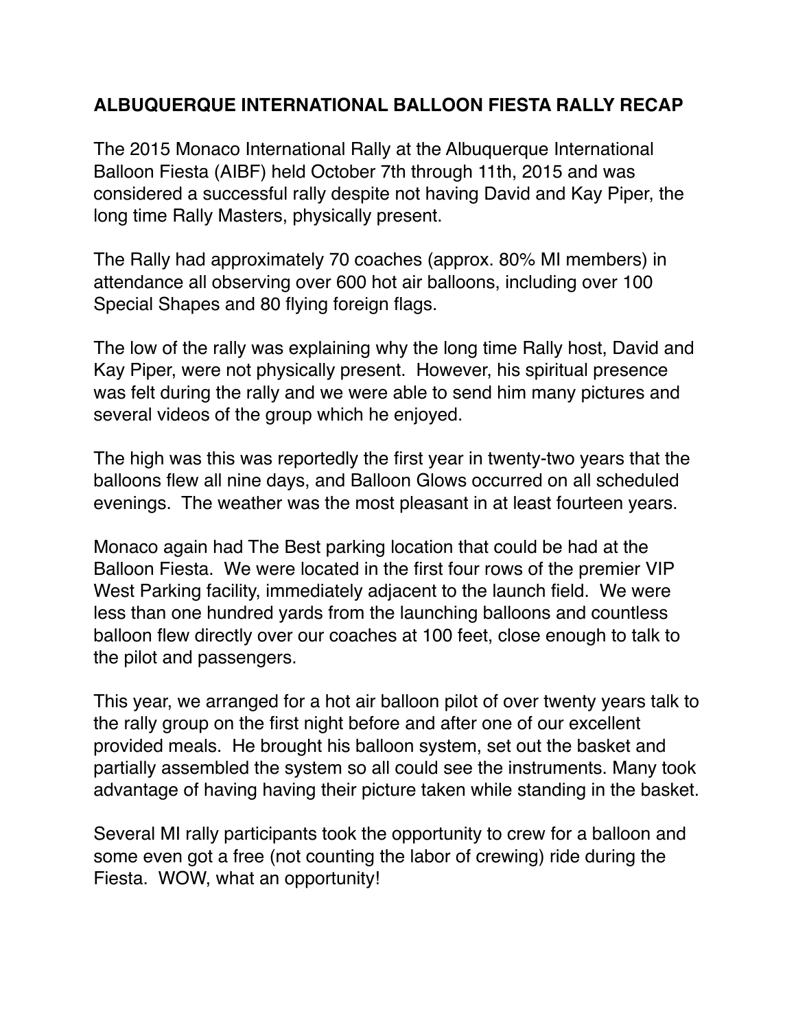# ALBUQUERQUE INTERNATIONAL BALLOON FIESTA RALLY RECAP

The 2015 Monaco International Rally at the Albuquerque International Balloon Fiesta (AIBF) held October 7th through 11th, 2015 and was considered a successful rally despite not having David and Kay Piper, the long time Rally Masters, physically present.

The Rally had approximately 70 coaches (approx. 80% MI members) in attendance all observing over 600 hot air balloons, including over 100 Special Shapes and 80 flying foreign flags.

The low of the rally was explaining why the long time Rally host, David and Kay Piper, were not physically present. However, his spiritual presence was felt during the rally and we were able to send him many pictures and several videos of the group which he enjoyed.

The high was this was reportedly the first year in twenty-two years that the balloons flew all nine days, and Balloon Glows occurred on all scheduled evenings. The weather was the most pleasant in at least fourteen years.

Monaco again had The Best parking location that could be had at the Balloon Fiesta. We were located in the first four rows of the premier VIP West Parking facility, immediately adjacent to the launch field. We were less than one hundred yards from the launching balloons and countless balloon flew directly over our coaches at 100 feet, close enough to talk to the pilot and passengers.

This year, we arranged for a hot air balloon pilot of over twenty years talk to the rally group on the first night before and after one of our excellent provided meals. He brought his balloon system, set out the basket and partially assembled the system so all could see the instruments. Many took advantage of having having their picture taken while standing in the basket.

Several MI rally participants took the opportunity to crew for a balloon and some even got a free (not counting the labor of crewing) ride during the Fiesta. WOW, what an opportunity!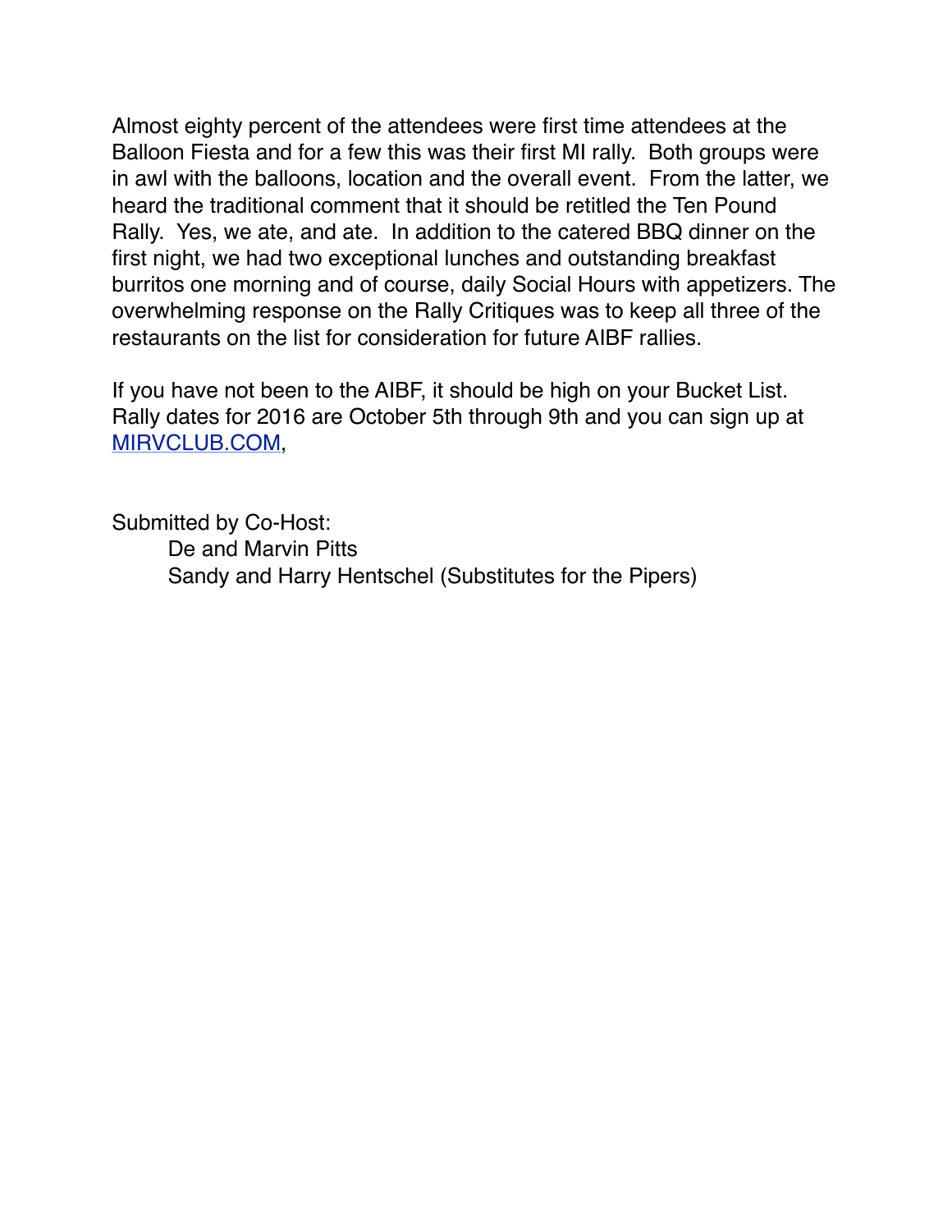Almost eighty percent of the attendees were first time attendees at the Balloon Fiesta and for a few this was their first MI rally.  Both groups were in awl with the balloons, location and the overall event.  From the latter, we heard the traditional comment that it should be retitled the Ten Pound Rally.  Yes, we ate, and ate.  In addition to the catered BBQ dinner on the first night, we had two exceptional lunches and outstanding breakfast burritos one morning and of course, daily Social Hours with appetizers. The overwhelming response on the Rally Critiques was to keep all three of the restaurants on the list for consideration for future AIBF rallies.

If you have not been to the AIBF, it should be high on your Bucket List. Rally dates for 2016 are October 5th through 9th and you can sign up at MIRVCLUB.COM,

Submitted by Co-Host:

De and Marvin Pitts

Sandy and Harry Hentschel (Substitutes for the Pipers)